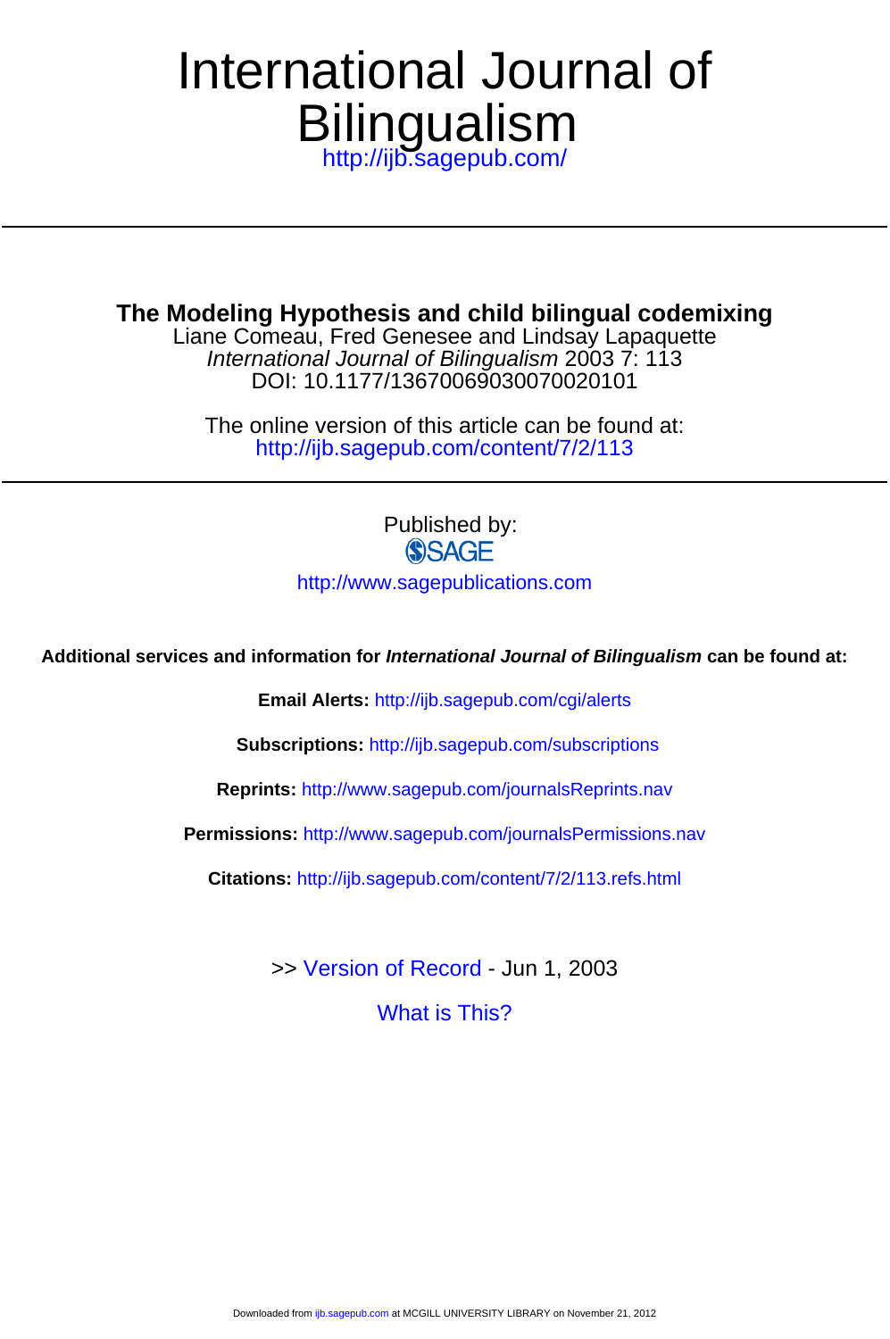# International Journal of Bilingualism

http://ijb.sagepub.com/

## The Modeling Hypothesis and child bilingual codemixing

Liane Comeau, Fred Genesee and Lindsay Lapaquette

*International Journal of Bilingualism* 2003 7: 113

DOI: 10.1177/13670069030070020101

The online version of this article can be found at:
http://ijb.sagepub.com/content/7/2/113

Published by:

SAGE

http://www.sagepublications.com

**Additional services and information for *International Journal of Bilingualism* can be found at:**

**Email Alerts:** http://ijb.sagepub.com/cgi/alerts

**Subscriptions:** http://ijb.sagepub.com/subscriptions

**Reprints:** http://www.sagepub.com/journalsReprints.nav

**Permissions:** http://www.sagepub.com/journalsPermissions.nav

**Citations:** http://ijb.sagepub.com/content/7/2/113.refs.html

>> Version of Record - Jun 1, 2003

What is This?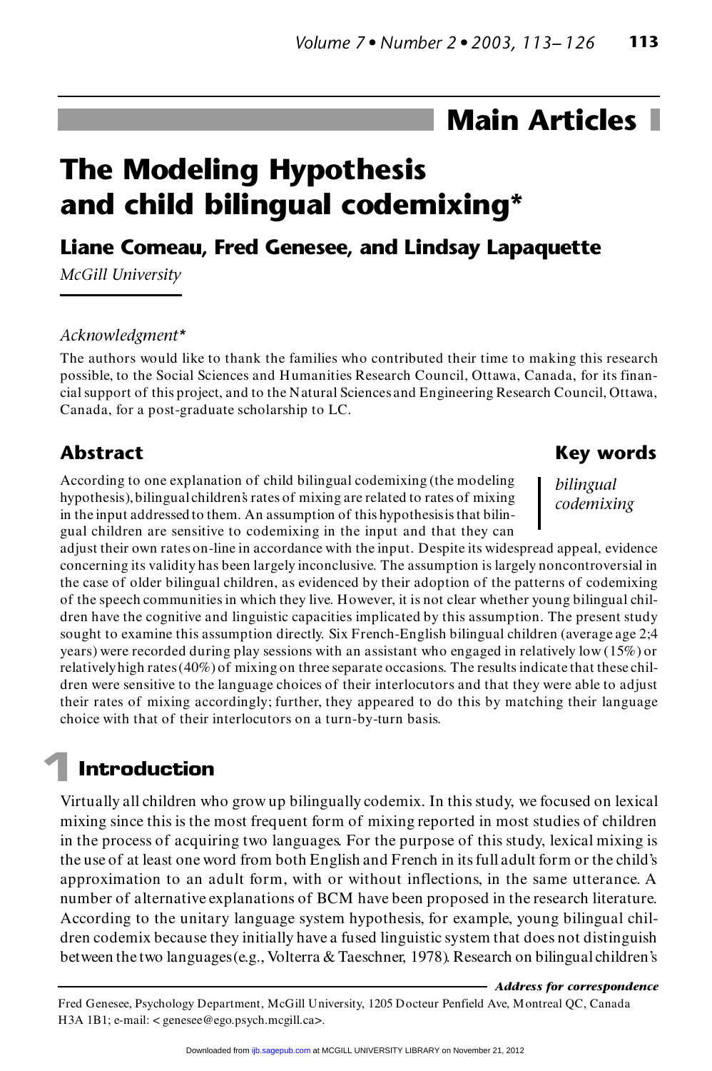# Main Articles

# The Modeling Hypothesis and child bilingual codemixing*

## Liane Comeau, Fred Genesee, and Lindsay Lapaquette

*McGill University*

*Acknowledgment**

The authors would like to thank the families who contributed their time to making this research possible, to the Social Sciences and Humanities Research Council, Ottawa, Canada, for its financial support of this project, and to the Natural Sciences and Engineering Research Council, Ottawa, Canada, for a post-graduate scholarship to LC.

## Abstract

According to one explanation of child bilingual codemixing (the modeling hypothesis), bilingual children's rates of mixing are related to rates of mixing in the input addressed to them. An assumption of this hypothesis is that bilingual children are sensitive to codemixing in the input and that they can adjust their own rates on-line in accordance with the input. Despite its widespread appeal, evidence concerning its validity has been largely inconclusive. The assumption is largely noncontroversial in the case of older bilingual children, as evidenced by their adoption of the patterns of codemixing of the speech communities in which they live. However, it is not clear whether young bilingual children have the cognitive and linguistic capacities implicated by this assumption. The present study sought to examine this assumption directly. Six French-English bilingual children (average age 2;4 years) were recorded during play sessions with an assistant who engaged in relatively low (15%) or relatively high rates (40%) of mixing on three separate occasions. The results indicate that these children were sensitive to the language choices of their interlocutors and that they were able to adjust their rates of mixing accordingly; further, they appeared to do this by matching their language choice with that of their interlocutors on a turn-by-turn basis.

## Key words

*bilingual codemixing*

## 1 Introduction

Virtually all children who grow up bilingually codemix. In this study, we focused on lexical mixing since this is the most frequent form of mixing reported in most studies of children in the process of acquiring two languages. For the purpose of this study, lexical mixing is the use of at least one word from both English and French in its full adult form or the child's approximation to an adult form, with or without inflections, in the same utterance. A number of alternative explanations of BCM have been proposed in the research literature. According to the unitary language system hypothesis, for example, young bilingual children codemix because they initially have a fused linguistic system that does not distinguish between the two languages (e.g., Volterra & Taeschner, 1978). Research on bilingual children's

***Address for correspondence***

Fred Genesee, Psychology Department, McGill University, 1205 Docteur Penfield Ave, Montreal QC, Canada H3A 1B1; e-mail: < genesee@ego.psych.mcgill.ca>.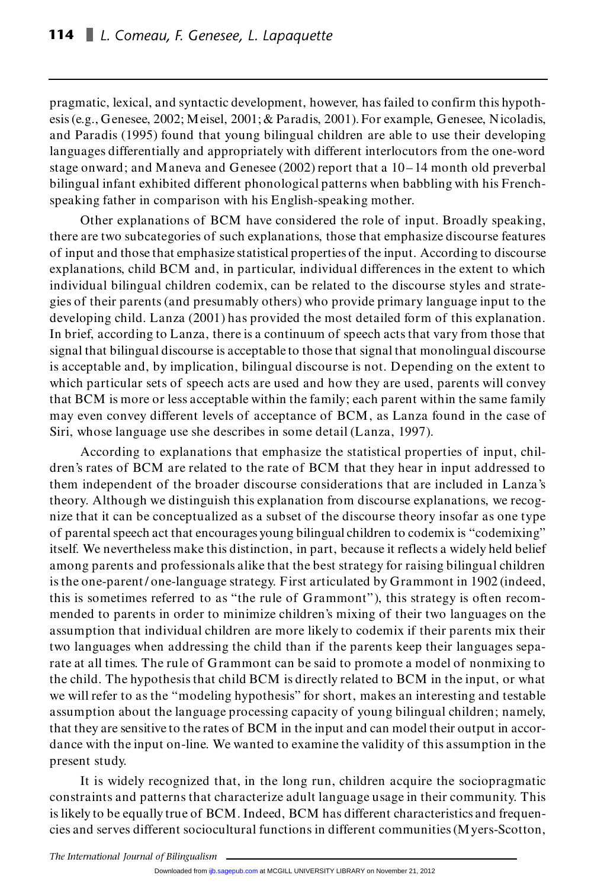pragmatic, lexical, and syntactic development, however, has failed to confirm this hypothesis (e.g., Genesee, 2002; Meisel, 2001; & Paradis, 2001). For example, Genesee, Nicoladis, and Paradis (1995) found that young bilingual children are able to use their developing languages differentially and appropriately with different interlocutors from the one-word stage onward; and Maneva and Genesee (2002) report that a 10–14 month old preverbal bilingual infant exhibited different phonological patterns when babbling with his French-speaking father in comparison with his English-speaking mother.

Other explanations of BCM have considered the role of input. Broadly speaking, there are two subcategories of such explanations, those that emphasize discourse features of input and those that emphasize statistical properties of the input. According to discourse explanations, child BCM and, in particular, individual differences in the extent to which individual bilingual children codemix, can be related to the discourse styles and strategies of their parents (and presumably others) who provide primary language input to the developing child. Lanza (2001) has provided the most detailed form of this explanation. In brief, according to Lanza, there is a continuum of speech acts that vary from those that signal that bilingual discourse is acceptable to those that signal that monolingual discourse is acceptable and, by implication, bilingual discourse is not. Depending on the extent to which particular sets of speech acts are used and how they are used, parents will convey that BCM is more or less acceptable within the family; each parent within the same family may even convey different levels of acceptance of BCM, as Lanza found in the case of Siri, whose language use she describes in some detail (Lanza, 1997).

According to explanations that emphasize the statistical properties of input, children's rates of BCM are related to the rate of BCM that they hear in input addressed to them independent of the broader discourse considerations that are included in Lanza's theory. Although we distinguish this explanation from discourse explanations, we recognize that it can be conceptualized as a subset of the discourse theory insofar as one type of parental speech act that encourages young bilingual children to codemix is "codemixing" itself. We nevertheless make this distinction, in part, because it reflects a widely held belief among parents and professionals alike that the best strategy for raising bilingual children is the one-parent/one-language strategy. First articulated by Grammont in 1902 (indeed, this is sometimes referred to as "the rule of Grammont"), this strategy is often recommended to parents in order to minimize children's mixing of their two languages on the assumption that individual children are more likely to codemix if their parents mix their two languages when addressing the child than if the parents keep their languages separate at all times. The rule of Grammont can be said to promote a model of nonmixing to the child. The hypothesis that child BCM is directly related to BCM in the input, or what we will refer to as the "modeling hypothesis" for short, makes an interesting and testable assumption about the language processing capacity of young bilingual children; namely, that they are sensitive to the rates of BCM in the input and can model their output in accordance with the input on-line. We wanted to examine the validity of this assumption in the present study.

It is widely recognized that, in the long run, children acquire the sociopragmatic constraints and patterns that characterize adult language usage in their community. This is likely to be equally true of BCM. Indeed, BCM has different characteristics and frequencies and serves different sociocultural functions in different communities (Myers-Scotton,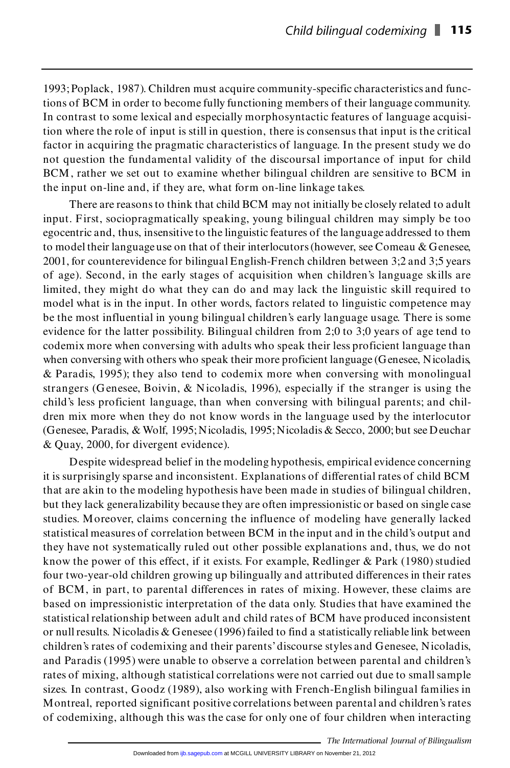1993; Poplack, 1987). Children must acquire community-specific characteristics and functions of BCM in order to become fully functioning members of their language community. In contrast to some lexical and especially morphosyntactic features of language acquisition where the role of input is still in question, there is consensus that input is the critical factor in acquiring the pragmatic characteristics of language. In the present study we do not question the fundamental validity of the discoursal importance of input for child BCM, rather we set out to examine whether bilingual children are sensitive to BCM in the input on-line and, if they are, what form on-line linkage takes.

There are reasons to think that child BCM may not initially be closely related to adult input. First, sociopragmatically speaking, young bilingual children may simply be too egocentric and, thus, insensitive to the linguistic features of the language addressed to them to model their language use on that of their interlocutors (however, see Comeau & Genesee, 2001, for counterevidence for bilingual English-French children between 3;2 and 3;5 years of age). Second, in the early stages of acquisition when children's language skills are limited, they might do what they can do and may lack the linguistic skill required to model what is in the input. In other words, factors related to linguistic competence may be the most influential in young bilingual children's early language usage. There is some evidence for the latter possibility. Bilingual children from 2;0 to 3;0 years of age tend to codemix more when conversing with adults who speak their less proficient language than when conversing with others who speak their more proficient language (Genesee, Nicoladis, & Paradis, 1995); they also tend to codemix more when conversing with monolingual strangers (Genesee, Boivin, & Nicoladis, 1996), especially if the stranger is using the child's less proficient language, than when conversing with bilingual parents; and children mix more when they do not know words in the language used by the interlocutor (Genesee, Paradis, & Wolf, 1995; Nicoladis, 1995; Nicoladis & Secco, 2000; but see Deuchar & Quay, 2000, for divergent evidence).

Despite widespread belief in the modeling hypothesis, empirical evidence concerning it is surprisingly sparse and inconsistent. Explanations of differential rates of child BCM that are akin to the modeling hypothesis have been made in studies of bilingual children, but they lack generalizability because they are often impressionistic or based on single case studies. Moreover, claims concerning the influence of modeling have generally lacked statistical measures of correlation between BCM in the input and in the child's output and they have not systematically ruled out other possible explanations and, thus, we do not know the power of this effect, if it exists. For example, Redlinger & Park (1980) studied four two-year-old children growing up bilingually and attributed differences in their rates of BCM, in part, to parental differences in rates of mixing. However, these claims are based on impressionistic interpretation of the data only. Studies that have examined the statistical relationship between adult and child rates of BCM have produced inconsistent or null results. Nicoladis & Genesee (1996) failed to find a statistically reliable link between children's rates of codemixing and their parents' discourse styles and Genesee, Nicoladis, and Paradis (1995) were unable to observe a correlation between parental and children's rates of mixing, although statistical correlations were not carried out due to small sample sizes. In contrast, Goodz (1989), also working with French-English bilingual families in Montreal, reported significant positive correlations between parental and children's rates of codemixing, although this was the case for only one of four children when interacting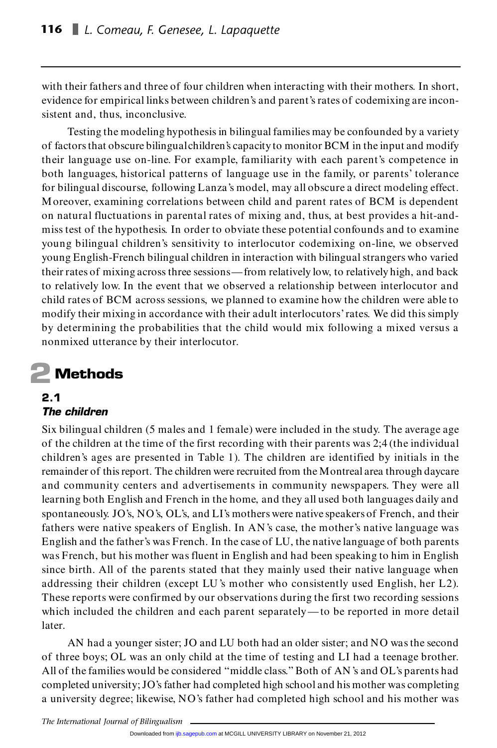with their fathers and three of four children when interacting with their mothers. In short, evidence for empirical links between children's and parent's rates of codemixing are inconsistent and, thus, inconclusive.

Testing the modeling hypothesis in bilingual families may be confounded by a variety of factors that obscure bilingual children's capacity to monitor BCM in the input and modify their language use on-line. For example, familiarity with each parent's competence in both languages, historical patterns of language use in the family, or parents' tolerance for bilingual discourse, following Lanza's model, may all obscure a direct modeling effect. Moreover, examining correlations between child and parent rates of BCM is dependent on natural fluctuations in parental rates of mixing and, thus, at best provides a hit-and-miss test of the hypothesis. In order to obviate these potential confounds and to examine young bilingual children's sensitivity to interlocutor codemixing on-line, we observed young English-French bilingual children in interaction with bilingual strangers who varied their rates of mixing across three sessions—from relatively low, to relatively high, and back to relatively low. In the event that we observed a relationship between interlocutor and child rates of BCM across sessions, we planned to examine how the children were able to modify their mixing in accordance with their adult interlocutors' rates. We did this simply by determining the probabilities that the child would mix following a mixed versus a nonmixed utterance by their interlocutor.

# 2 Methods

## 2.1 The children

Six bilingual children (5 males and 1 female) were included in the study. The average age of the children at the time of the first recording with their parents was 2;4 (the individual children's ages are presented in Table 1). The children are identified by initials in the remainder of this report. The children were recruited from the Montreal area through daycare and community centers and advertisements in community newspapers. They were all learning both English and French in the home, and they all used both languages daily and spontaneously. JO's, NO's, OL's, and LI's mothers were native speakers of French, and their fathers were native speakers of English. In AN's case, the mother's native language was English and the father's was French. In the case of LU, the native language of both parents was French, but his mother was fluent in English and had been speaking to him in English since birth. All of the parents stated that they mainly used their native language when addressing their children (except LU's mother who consistently used English, her L2). These reports were confirmed by our observations during the first two recording sessions which included the children and each parent separately—to be reported in more detail later.

AN had a younger sister; JO and LU both had an older sister; and NO was the second of three boys; OL was an only child at the time of testing and LI had a teenage brother. All of the families would be considered "middle class." Both of AN's and OL's parents had completed university; JO's father had completed high school and his mother was completing a university degree; likewise, NO's father had completed high school and his mother was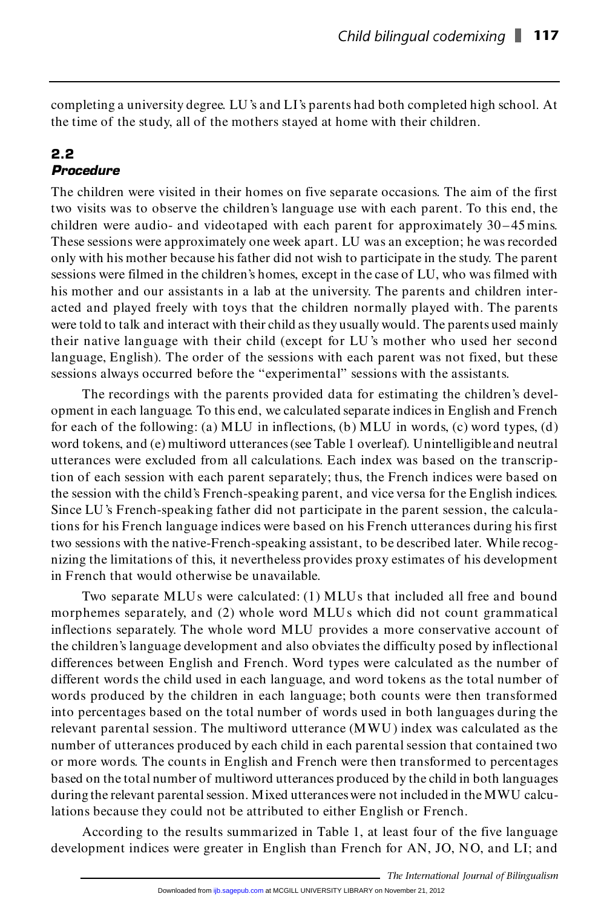completing a university degree. LU's and LI's parents had both completed high school. At the time of the study, all of the mothers stayed at home with their children.

## 2.2 *Procedure*

The children were visited in their homes on five separate occasions. The aim of the first two visits was to observe the children's language use with each parent. To this end, the children were audio- and videotaped with each parent for approximately 30–45 mins. These sessions were approximately one week apart. LU was an exception; he was recorded only with his mother because his father did not wish to participate in the study. The parent sessions were filmed in the children's homes, except in the case of LU, who was filmed with his mother and our assistants in a lab at the university. The parents and children interacted and played freely with toys that the children normally played with. The parents were told to talk and interact with their child as they usually would. The parents used mainly their native language with their child (except for LU's mother who used her second language, English). The order of the sessions with each parent was not fixed, but these sessions always occurred before the "experimental" sessions with the assistants.

The recordings with the parents provided data for estimating the children's development in each language. To this end, we calculated separate indices in English and French for each of the following: (a) MLU in inflections, (b) MLU in words, (c) word types, (d) word tokens, and (e) multiword utterances (see Table 1 overleaf). Unintelligible and neutral utterances were excluded from all calculations. Each index was based on the transcription of each session with each parent separately; thus, the French indices were based on the session with the child's French-speaking parent, and vice versa for the English indices. Since LU's French-speaking father did not participate in the parent session, the calculations for his French language indices were based on his French utterances during his first two sessions with the native-French-speaking assistant, to be described later. While recognizing the limitations of this, it nevertheless provides proxy estimates of his development in French that would otherwise be unavailable.

Two separate MLUs were calculated: (1) MLUs that included all free and bound morphemes separately, and (2) whole word MLUs which did not count grammatical inflections separately. The whole word MLU provides a more conservative account of the children's language development and also obviates the difficulty posed by inflectional differences between English and French. Word types were calculated as the number of different words the child used in each language, and word tokens as the total number of words produced by the children in each language; both counts were then transformed into percentages based on the total number of words used in both languages during the relevant parental session. The multiword utterance (MWU) index was calculated as the number of utterances produced by each child in each parental session that contained two or more words. The counts in English and French were then transformed to percentages based on the total number of multiword utterances produced by the child in both languages during the relevant parental session. Mixed utterances were not included in the MWU calculations because they could not be attributed to either English or French.

According to the results summarized in Table 1, at least four of the five language development indices were greater in English than French for AN, JO, NO, and LI; and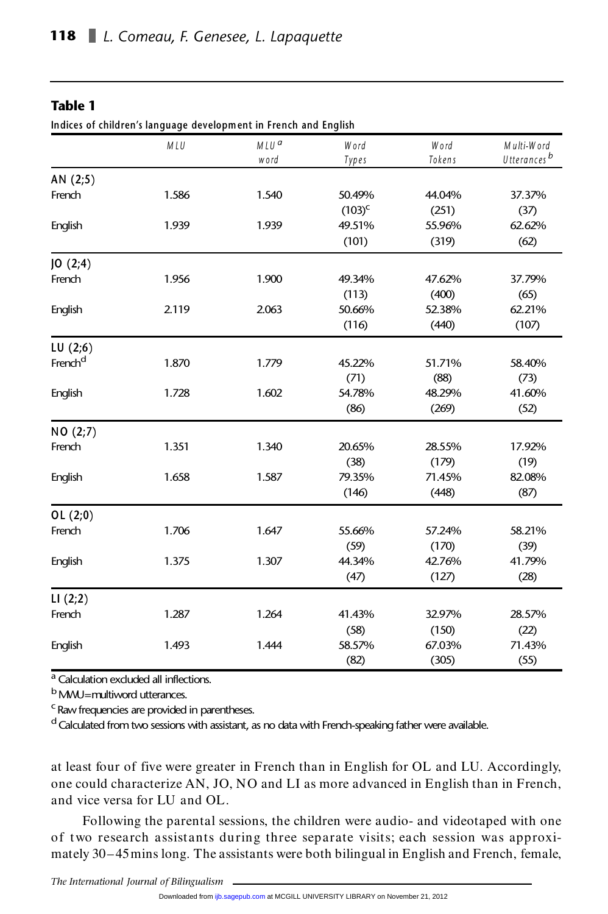**Table 1**

Indices of children's language development in French and English

| | MLU | MLU[a] word | Word Types | Word Tokens | Multi-Word Utterances[b] |
|---|---|---|---|---|---|
| **AN (2;5)** | | | | | |
| French | 1.586 | 1.540 | 50.49% (103)[c] | 44.04% (251) | 37.37% (37) |
| English | 1.939 | 1.939 | 49.51% (101) | 55.96% (319) | 62.62% (62) |
| **JO (2;4)** | | | | | |
| French | 1.956 | 1.900 | 49.34% (113) | 47.62% (400) | 37.79% (65) |
| English | 2.119 | 2.063 | 50.66% (116) | 52.38% (440) | 62.21% (107) |
| **LU (2;6)** | | | | | |
| French[d] | 1.870 | 1.779 | 45.22% (71) | 51.71% (88) | 58.40% (73) |
| English | 1.728 | 1.602 | 54.78% (86) | 48.29% (269) | 41.60% (52) |
| **NO (2;7)** | | | | | |
| French | 1.351 | 1.340 | 20.65% (38) | 28.55% (179) | 17.92% (19) |
| English | 1.658 | 1.587 | 79.35% (146) | 71.45% (448) | 82.08% (87) |
| **OL (2;0)** | | | | | |
| French | 1.706 | 1.647 | 55.66% (59) | 57.24% (170) | 58.21% (39) |
| English | 1.375 | 1.307 | 44.34% (47) | 42.76% (127) | 41.79% (28) |
| **LI (2;2)** | | | | | |
| French | 1.287 | 1.264 | 41.43% (58) | 32.97% (150) | 28.57% (22) |
| English | 1.493 | 1.444 | 58.57% (82) | 67.03% (305) | 71.43% (55) |

[a] Calculation excluded all inflections.
[b] MWU=multiword utterances.
[c] Raw frequencies are provided in parentheses.
[d] Calculated from two sessions with assistant, as no data with French-speaking father were available.

at least four of five were greater in French than in English for OL and LU. Accordingly, one could characterize AN, JO, NO and LI as more advanced in English than in French, and vice versa for LU and OL.

Following the parental sessions, the children were audio- and videotaped with one of two research assistants during three separate visits; each session was approximately 30–45 mins long. The assistants were both bilingual in English and French, female,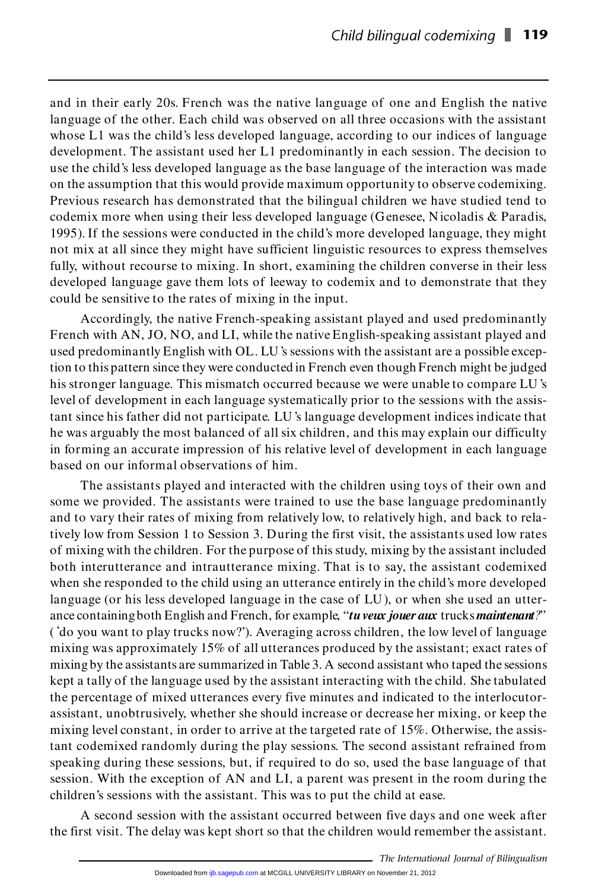and in their early 20s. French was the native language of one and English the native language of the other. Each child was observed on all three occasions with the assistant whose L1 was the child's less developed language, according to our indices of language development. The assistant used her L1 predominantly in each session. The decision to use the child's less developed language as the base language of the interaction was made on the assumption that this would provide maximum opportunity to observe codemixing. Previous research has demonstrated that the bilingual children we have studied tend to codemix more when using their less developed language (Genesee, Nicoladis & Paradis, 1995). If the sessions were conducted in the child's more developed language, they might not mix at all since they might have sufficient linguistic resources to express themselves fully, without recourse to mixing. In short, examining the children converse in their less developed language gave them lots of leeway to codemix and to demonstrate that they could be sensitive to the rates of mixing in the input.

Accordingly, the native French-speaking assistant played and used predominantly French with AN, JO, NO, and LI, while the native English-speaking assistant played and used predominantly English with OL. LU's sessions with the assistant are a possible exception to this pattern since they were conducted in French even though French might be judged his stronger language. This mismatch occurred because we were unable to compare LU's level of development in each language systematically prior to the sessions with the assistant since his father did not participate. LU's language development indices indicate that he was arguably the most balanced of all six children, and this may explain our difficulty in forming an accurate impression of his relative level of development in each language based on our informal observations of him.

The assistants played and interacted with the children using toys of their own and some we provided. The assistants were trained to use the base language predominantly and to vary their rates of mixing from relatively low, to relatively high, and back to relatively low from Session 1 to Session 3. During the first visit, the assistants used low rates of mixing with the children. For the purpose of this study, mixing by the assistant included both interutterance and intrautterance mixing. That is to say, the assistant codemixed when she responded to the child using an utterance entirely in the child's more developed language (or his less developed language in the case of LU), or when she used an utterance containing both English and French, for example, "***tu veux jouer aux*** trucks ***maintenant?***" ('do you want to play trucks now?'). Averaging across children, the low level of language mixing was approximately 15% of all utterances produced by the assistant; exact rates of mixing by the assistants are summarized in Table 3. A second assistant who taped the sessions kept a tally of the language used by the assistant interacting with the child. She tabulated the percentage of mixed utterances every five minutes and indicated to the interlocutor-assistant, unobtrusively, whether she should increase or decrease her mixing, or keep the mixing level constant, in order to arrive at the targeted rate of 15%. Otherwise, the assistant codemixed randomly during the play sessions. The second assistant refrained from speaking during these sessions, but, if required to do so, used the base language of that session. With the exception of AN and LI, a parent was present in the room during the children's sessions with the assistant. This was to put the child at ease.

A second session with the assistant occurred between five days and one week after the first visit. The delay was kept short so that the children would remember the assistant.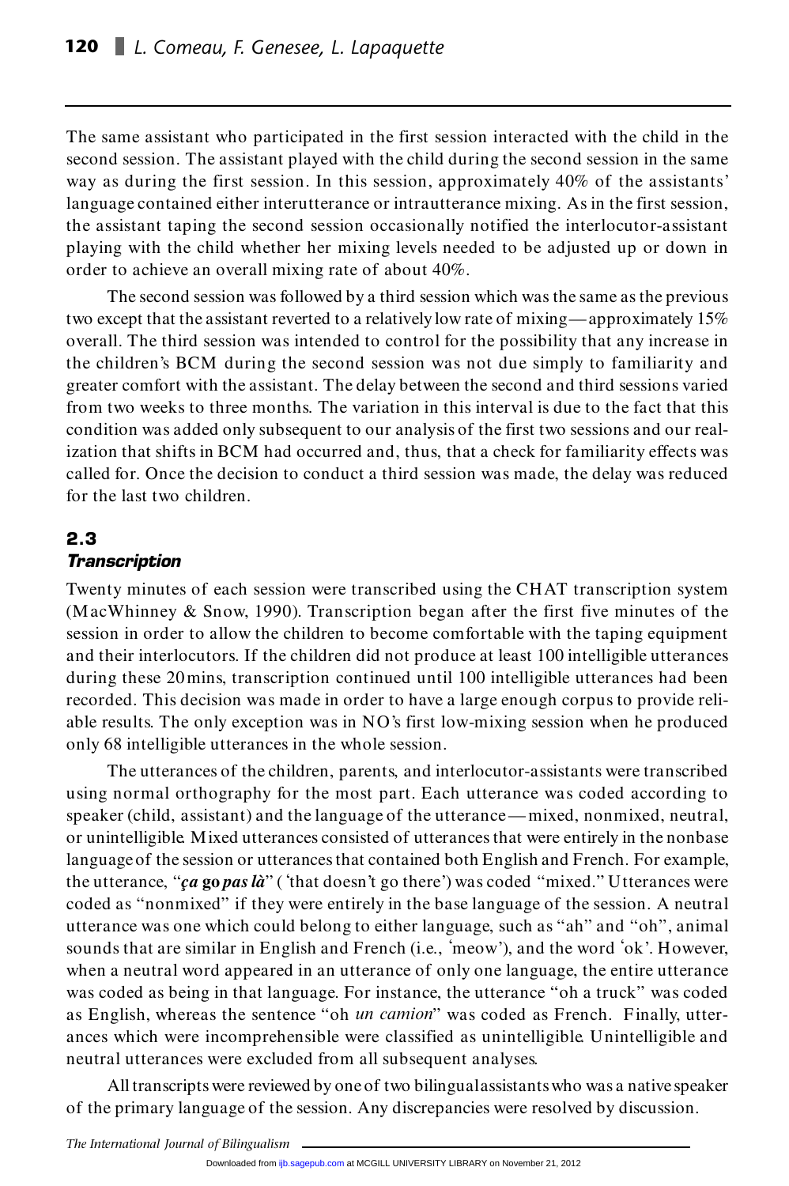The same assistant who participated in the first session interacted with the child in the second session. The assistant played with the child during the second session in the same way as during the first session. In this session, approximately 40% of the assistants' language contained either interutterance or intrautterance mixing. As in the first session, the assistant taping the second session occasionally notified the interlocutor-assistant playing with the child whether her mixing levels needed to be adjusted up or down in order to achieve an overall mixing rate of about 40%.

The second session was followed by a third session which was the same as the previous two except that the assistant reverted to a relatively low rate of mixing—approximately 15% overall. The third session was intended to control for the possibility that any increase in the children's BCM during the second session was not due simply to familiarity and greater comfort with the assistant. The delay between the second and third sessions varied from two weeks to three months. The variation in this interval is due to the fact that this condition was added only subsequent to our analysis of the first two sessions and our realization that shifts in BCM had occurred and, thus, that a check for familiarity effects was called for. Once the decision to conduct a third session was made, the delay was reduced for the last two children.

## 2.3
### *Transcription*

Twenty minutes of each session were transcribed using the CHAT transcription system (MacWhinney & Snow, 1990). Transcription began after the first five minutes of the session in order to allow the children to become comfortable with the taping equipment and their interlocutors. If the children did not produce at least 100 intelligible utterances during these 20 mins, transcription continued until 100 intelligible utterances had been recorded. This decision was made in order to have a large enough corpus to provide reliable results. The only exception was in NO's first low-mixing session when he produced only 68 intelligible utterances in the whole session.

The utterances of the children, parents, and interlocutor-assistants were transcribed using normal orthography for the most part. Each utterance was coded according to speaker (child, assistant) and the language of the utterance—mixed, nonmixed, neutral, or unintelligible. Mixed utterances consisted of utterances that were entirely in the nonbase language of the session or utterances that contained both English and French. For example, the utterance, "***ça*** **go** ***pas là***" ('that doesn't go there') was coded "mixed." Utterances were coded as "nonmixed" if they were entirely in the base language of the session. A neutral utterance was one which could belong to either language, such as "ah" and "oh", animal sounds that are similar in English and French (i.e., 'meow'), and the word 'ok'. However, when a neutral word appeared in an utterance of only one language, the entire utterance was coded as being in that language. For instance, the utterance "oh a truck" was coded as English, whereas the sentence "oh *un camion*" was coded as French. Finally, utterances which were incomprehensible were classified as unintelligible. Unintelligible and neutral utterances were excluded from all subsequent analyses.

All transcripts were reviewed by one of two bilingual assistants who was a native speaker of the primary language of the session. Any discrepancies were resolved by discussion.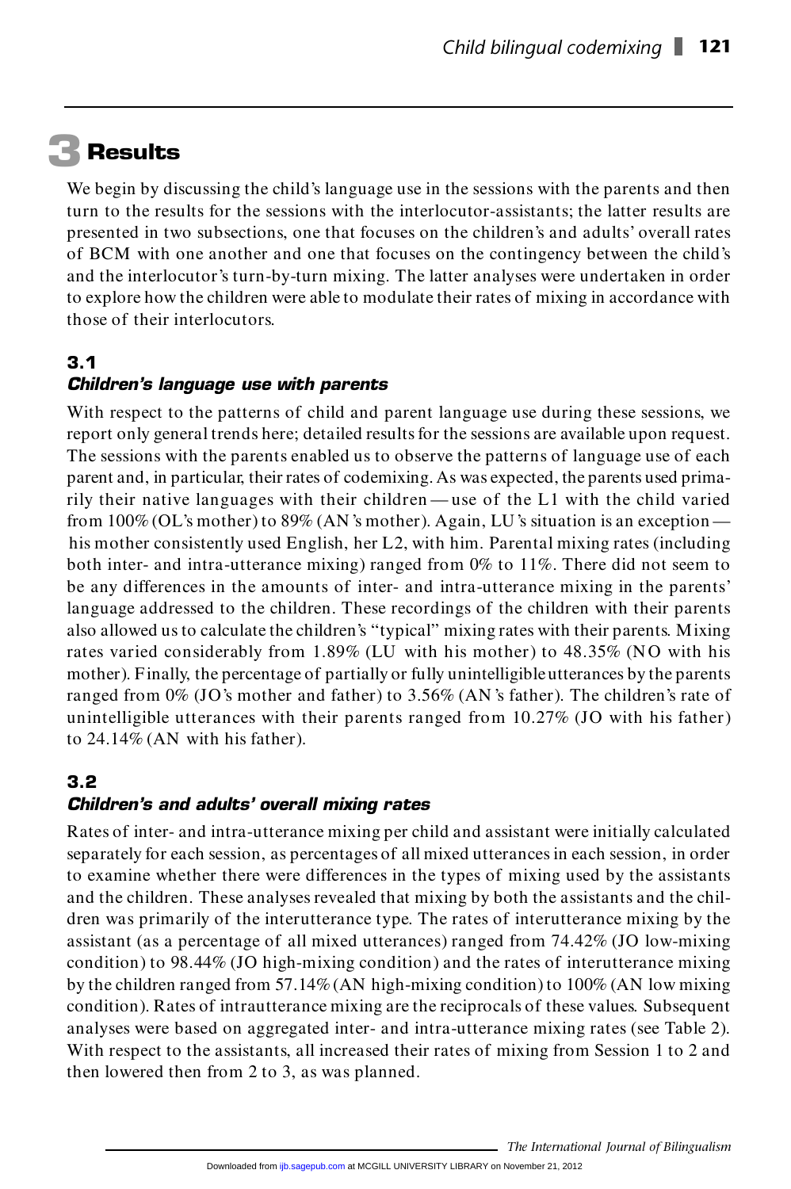# 3 Results

We begin by discussing the child's language use in the sessions with the parents and then turn to the results for the sessions with the interlocutor-assistants; the latter results are presented in two subsections, one that focuses on the children's and adults' overall rates of BCM with one another and one that focuses on the contingency between the child's and the interlocutor's turn-by-turn mixing. The latter analyses were undertaken in order to explore how the children were able to modulate their rates of mixing in accordance with those of their interlocutors.

## 3.1 *Children's language use with parents*

With respect to the patterns of child and parent language use during these sessions, we report only general trends here; detailed results for the sessions are available upon request. The sessions with the parents enabled us to observe the patterns of language use of each parent and, in particular, their rates of codemixing. As was expected, the parents used primarily their native languages with their children — use of the L1 with the child varied from 100% (OL's mother) to 89% (AN's mother). Again, LU's situation is an exception — his mother consistently used English, her L2, with him. Parental mixing rates (including both inter- and intra-utterance mixing) ranged from 0% to 11%. There did not seem to be any differences in the amounts of inter- and intra-utterance mixing in the parents' language addressed to the children. These recordings of the children with their parents also allowed us to calculate the children's "typical" mixing rates with their parents. Mixing rates varied considerably from 1.89% (LU with his mother) to 48.35% (NO with his mother). Finally, the percentage of partially or fully unintelligible utterances by the parents ranged from 0% (JO's mother and father) to 3.56% (AN's father). The children's rate of unintelligible utterances with their parents ranged from 10.27% (JO with his father) to 24.14% (AN with his father).

## 3.2 *Children's and adults' overall mixing rates*

Rates of inter- and intra-utterance mixing per child and assistant were initially calculated separately for each session, as percentages of all mixed utterances in each session, in order to examine whether there were differences in the types of mixing used by the assistants and the children. These analyses revealed that mixing by both the assistants and the children was primarily of the interutterance type. The rates of interutterance mixing by the assistant (as a percentage of all mixed utterances) ranged from 74.42% (JO low-mixing condition) to 98.44% (JO high-mixing condition) and the rates of interutterance mixing by the children ranged from 57.14% (AN high-mixing condition) to 100% (AN low mixing condition). Rates of intrautterance mixing are the reciprocals of these values. Subsequent analyses were based on aggregated inter- and intra-utterance mixing rates (see Table 2). With respect to the assistants, all increased their rates of mixing from Session 1 to 2 and then lowered then from 2 to 3, as was planned.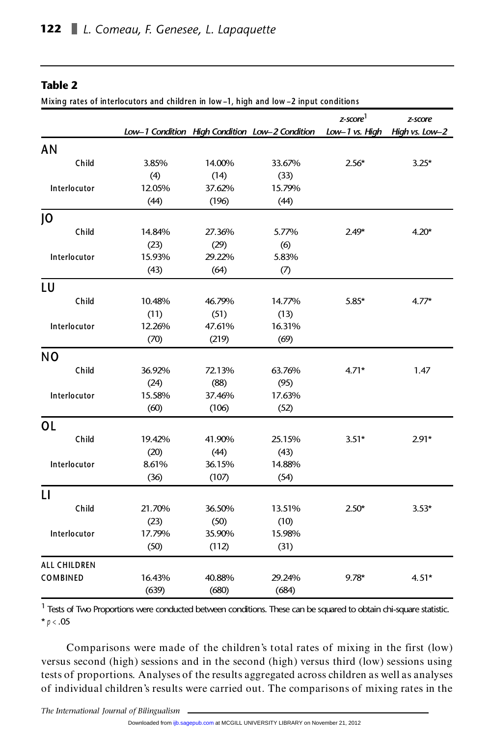**Table 2**

Mixing rates of interlocutors and children in low–1, high and low–2 input conditions

| | Low–1 Condition | High Condition | Low–2 Condition | z-score[1] Low–1 vs. High | z-score High vs. Low–2 |
|---|---|---|---|---|---|
| **AN** | | | | | |
| Child | 3.85% | 14.00% | 33.67% | 2.56* | 3.25* |
| | (4) | (14) | (33) | | |
| Interlocutor | 12.05% | 37.62% | 15.79% | | |
| | (44) | (196) | (44) | | |
| **JO** | | | | | |
| Child | 14.84% | 27.36% | 5.77% | 2.49* | 4.20* |
| | (23) | (29) | (6) | | |
| Interlocutor | 15.93% | 29.22% | 5.83% | | |
| | (43) | (64) | (7) | | |
| **LU** | | | | | |
| Child | 10.48% | 46.79% | 14.77% | 5.85* | 4.77* |
| | (11) | (51) | (13) | | |
| Interlocutor | 12.26% | 47.61% | 16.31% | | |
| | (70) | (219) | (69) | | |
| **NO** | | | | | |
| Child | 36.92% | 72.13% | 63.76% | 4.71* | 1.47 |
| | (24) | (88) | (95) | | |
| Interlocutor | 15.58% | 37.46% | 17.63% | | |
| | (60) | (106) | (52) | | |
| **OL** | | | | | |
| Child | 19.42% | 41.90% | 25.15% | 3.51* | 2.91* |
| | (20) | (44) | (43) | | |
| Interlocutor | 8.61% | 36.15% | 14.88% | | |
| | (36) | (107) | (54) | | |
| **LI** | | | | | |
| Child | 21.70% | 36.50% | 13.51% | 2.50* | 3.53* |
| | (23) | (50) | (10) | | |
| Interlocutor | 17.79% | 35.90% | 15.98% | | |
| | (50) | (112) | (31) | | |
| **ALL CHILDREN COMBINED** | 16.43% | 40.88% | 29.24% | 9.78* | 4.51* |
| | (639) | (680) | (684) | | |

[1] Tests of Two Proportions were conducted between conditions. These can be squared to obtain chi-square statistic.
* $p < .05$

Comparisons were made of the children's total rates of mixing in the first (low) versus second (high) sessions and in the second (high) versus third (low) sessions using tests of proportions. Analyses of the results aggregated across children as well as analyses of individual children's results were carried out. The comparisons of mixing rates in the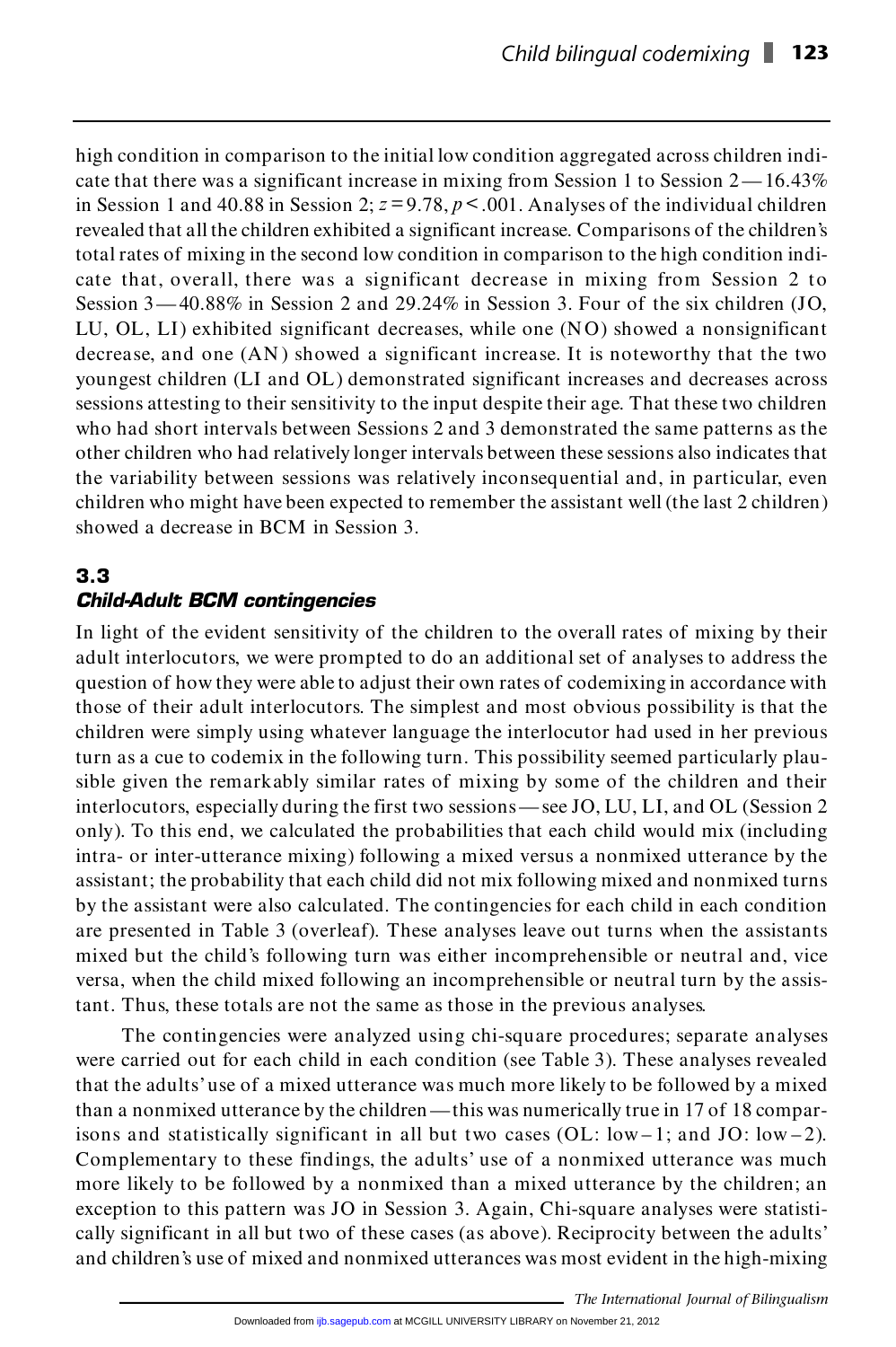high condition in comparison to the initial low condition aggregated across children indicate that there was a significant increase in mixing from Session 1 to Session 2—16.43% in Session 1 and 40.88 in Session 2; $z = 9.78$, $p < .001$. Analyses of the individual children revealed that all the children exhibited a significant increase. Comparisons of the children's total rates of mixing in the second low condition in comparison to the high condition indicate that, overall, there was a significant decrease in mixing from Session 2 to Session 3—40.88% in Session 2 and 29.24% in Session 3. Four of the six children (JO, LU, OL, LI) exhibited significant decreases, while one (NO) showed a nonsignificant decrease, and one (AN) showed a significant increase. It is noteworthy that the two youngest children (LI and OL) demonstrated significant increases and decreases across sessions attesting to their sensitivity to the input despite their age. That these two children who had short intervals between Sessions 2 and 3 demonstrated the same patterns as the other children who had relatively longer intervals between these sessions also indicates that the variability between sessions was relatively inconsequential and, in particular, even children who might have been expected to remember the assistant well (the last 2 children) showed a decrease in BCM in Session 3.

### 3.3
### *Child-Adult BCM contingencies*

In light of the evident sensitivity of the children to the overall rates of mixing by their adult interlocutors, we were prompted to do an additional set of analyses to address the question of how they were able to adjust their own rates of codemixing in accordance with those of their adult interlocutors. The simplest and most obvious possibility is that the children were simply using whatever language the interlocutor had used in her previous turn as a cue to codemix in the following turn. This possibility seemed particularly plausible given the remarkably similar rates of mixing by some of the children and their interlocutors, especially during the first two sessions—see JO, LU, LI, and OL (Session 2 only). To this end, we calculated the probabilities that each child would mix (including intra- or inter-utterance mixing) following a mixed versus a nonmixed utterance by the assistant; the probability that each child did not mix following mixed and nonmixed turns by the assistant were also calculated. The contingencies for each child in each condition are presented in Table 3 (overleaf). These analyses leave out turns when the assistants mixed but the child's following turn was either incomprehensible or neutral and, vice versa, when the child mixed following an incomprehensible or neutral turn by the assistant. Thus, these totals are not the same as those in the previous analyses.

The contingencies were analyzed using chi-square procedures; separate analyses were carried out for each child in each condition (see Table 3). These analyses revealed that the adults' use of a mixed utterance was much more likely to be followed by a mixed than a nonmixed utterance by the children—this was numerically true in 17 of 18 comparisons and statistically significant in all but two cases (OL: low–1; and JO: low–2). Complementary to these findings, the adults' use of a nonmixed utterance was much more likely to be followed by a nonmixed than a mixed utterance by the children; an exception to this pattern was JO in Session 3. Again, Chi-square analyses were statistically significant in all but two of these cases (as above). Reciprocity between the adults' and children's use of mixed and nonmixed utterances was most evident in the high-mixing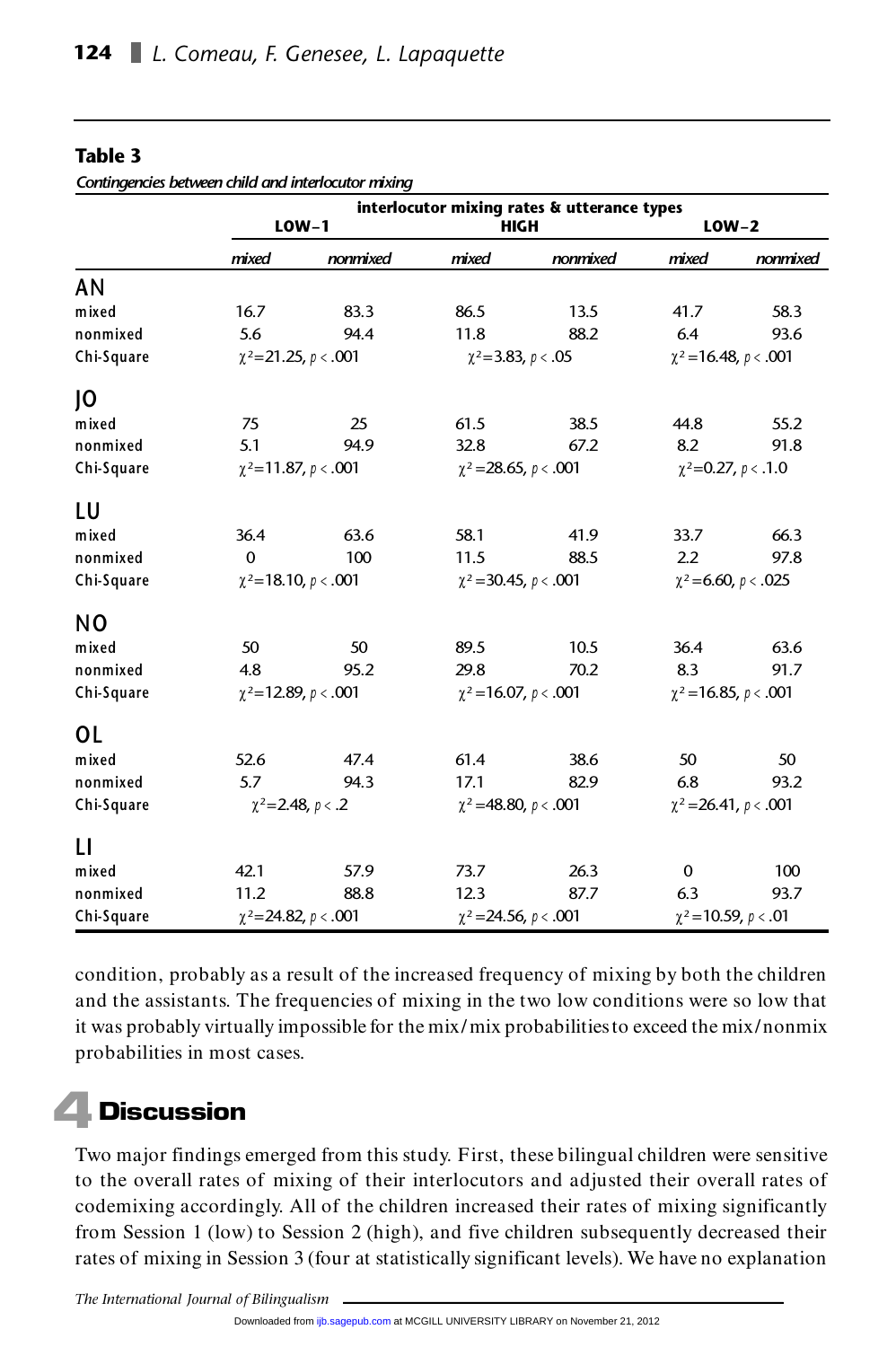**Table 3**

*Contingencies between child and interlocutor mixing*

| | interlocutor mixing rates & utterance types | | | | | |
|---|---|---|---|---|---|---|
| | LOW–1 | | HIGH | | LOW–2 | |
| | *mixed* | *nonmixed* | *mixed* | *nonmixed* | *mixed* | *nonmixed* |
| **AN** | | | | | | |
| mixed | 16.7 | 83.3 | 86.5 | 13.5 | 41.7 | 58.3 |
| nonmixed | 5.6 | 94.4 | 11.8 | 88.2 | 6.4 | 93.6 |
| Chi-Square | $\chi^2$=21.25, $p < .001$ | | $\chi^2$=3.83, $p < .05$ | | $\chi^2$=16.48, $p < .001$ | |
| **JO** | | | | | | |
| mixed | 75 | 25 | 61.5 | 38.5 | 44.8 | 55.2 |
| nonmixed | 5.1 | 94.9 | 32.8 | 67.2 | 8.2 | 91.8 |
| Chi-Square | $\chi^2$=11.87, $p < .001$ | | $\chi^2$=28.65, $p < .001$ | | $\chi^2$=0.27, $p < .1.0$ | |
| **LU** | | | | | | |
| mixed | 36.4 | 63.6 | 58.1 | 41.9 | 33.7 | 66.3 |
| nonmixed | 0 | 100 | 11.5 | 88.5 | 2.2 | 97.8 |
| Chi-Square | $\chi^2$=18.10, $p < .001$ | | $\chi^2$=30.45, $p < .001$ | | $\chi^2$=6.60, $p < .025$ | |
| **NO** | | | | | | |
| mixed | 50 | 50 | 89.5 | 10.5 | 36.4 | 63.6 |
| nonmixed | 4.8 | 95.2 | 29.8 | 70.2 | 8.3 | 91.7 |
| Chi-Square | $\chi^2$=12.89, $p < .001$ | | $\chi^2$=16.07, $p < .001$ | | $\chi^2$=16.85, $p < .001$ | |
| **OL** | | | | | | |
| mixed | 52.6 | 47.4 | 61.4 | 38.6 | 50 | 50 |
| nonmixed | 5.7 | 94.3 | 17.1 | 82.9 | 6.8 | 93.2 |
| Chi-Square | $\chi^2$=2.48, $p < .2$ | | $\chi^2$=48.80, $p < .001$ | | $\chi^2$=26.41, $p < .001$ | |
| **LI** | | | | | | |
| mixed | 42.1 | 57.9 | 73.7 | 26.3 | 0 | 100 |
| nonmixed | 11.2 | 88.8 | 12.3 | 87.7 | 6.3 | 93.7 |
| Chi-Square | $\chi^2$=24.82, $p < .001$ | | $\chi^2$=24.56, $p < .001$ | | $\chi^2$=10.59, $p < .01$ | |

condition, probably as a result of the increased frequency of mixing by both the children and the assistants. The frequencies of mixing in the two low conditions were so low that it was probably virtually impossible for the mix/mix probabilities to exceed the mix/nonmix probabilities in most cases.

# 4 Discussion

Two major findings emerged from this study. First, these bilingual children were sensitive to the overall rates of mixing of their interlocutors and adjusted their overall rates of codemixing accordingly. All of the children increased their rates of mixing significantly from Session 1 (low) to Session 2 (high), and five children subsequently decreased their rates of mixing in Session 3 (four at statistically significant levels). We have no explanation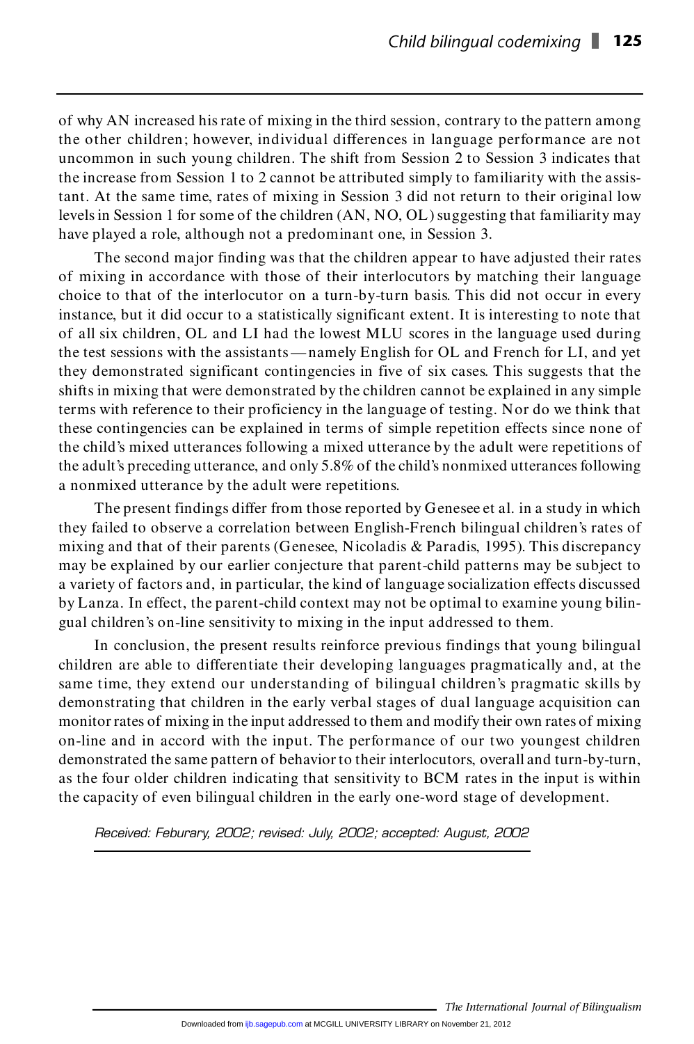of why AN increased his rate of mixing in the third session, contrary to the pattern among the other children; however, individual differences in language performance are not uncommon in such young children. The shift from Session 2 to Session 3 indicates that the increase from Session 1 to 2 cannot be attributed simply to familiarity with the assistant. At the same time, rates of mixing in Session 3 did not return to their original low levels in Session 1 for some of the children (AN, NO, OL) suggesting that familiarity may have played a role, although not a predominant one, in Session 3.

The second major finding was that the children appear to have adjusted their rates of mixing in accordance with those of their interlocutors by matching their language choice to that of the interlocutor on a turn-by-turn basis. This did not occur in every instance, but it did occur to a statistically significant extent. It is interesting to note that of all six children, OL and LI had the lowest MLU scores in the language used during the test sessions with the assistants — namely English for OL and French for LI, and yet they demonstrated significant contingencies in five of six cases. This suggests that the shifts in mixing that were demonstrated by the children cannot be explained in any simple terms with reference to their proficiency in the language of testing. Nor do we think that these contingencies can be explained in terms of simple repetition effects since none of the child's mixed utterances following a mixed utterance by the adult were repetitions of the adult's preceding utterance, and only 5.8% of the child's nonmixed utterances following a nonmixed utterance by the adult were repetitions.

The present findings differ from those reported by Genesee et al. in a study in which they failed to observe a correlation between English-French bilingual children's rates of mixing and that of their parents (Genesee, Nicoladis & Paradis, 1995). This discrepancy may be explained by our earlier conjecture that parent-child patterns may be subject to a variety of factors and, in particular, the kind of language socialization effects discussed by Lanza. In effect, the parent-child context may not be optimal to examine young bilingual children's on-line sensitivity to mixing in the input addressed to them.

In conclusion, the present results reinforce previous findings that young bilingual children are able to differentiate their developing languages pragmatically and, at the same time, they extend our understanding of bilingual children's pragmatic skills by demonstrating that children in the early verbal stages of dual language acquisition can monitor rates of mixing in the input addressed to them and modify their own rates of mixing on-line and in accord with the input. The performance of our two youngest children demonstrated the same pattern of behavior to their interlocutors, overall and turn-by-turn, as the four older children indicating that sensitivity to BCM rates in the input is within the capacity of even bilingual children in the early one-word stage of development.

*Received: Feburary, 2002; revised: July, 2002; accepted: August, 2002*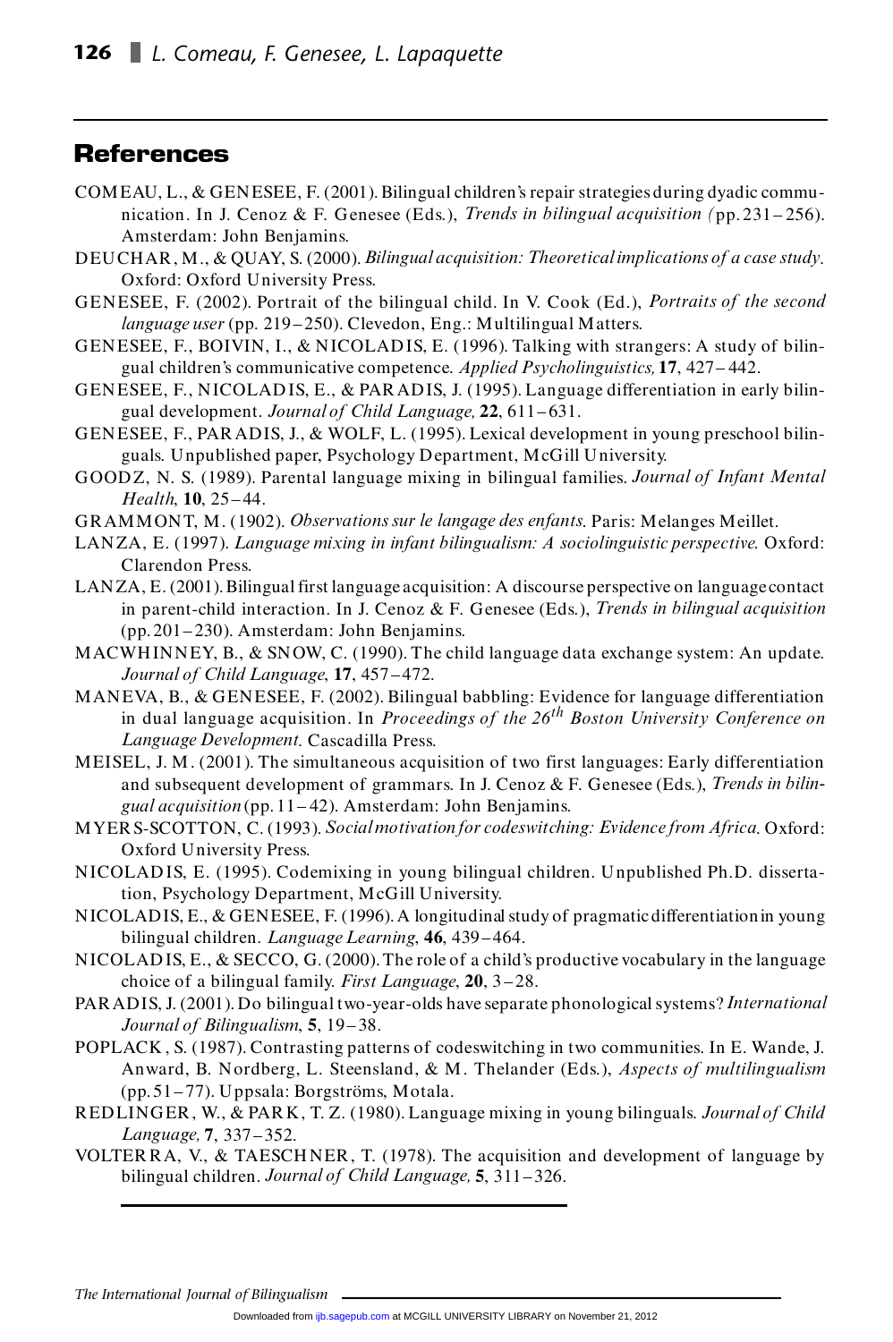## References

COMEAU, L., & GENESEE, F. (2001). Bilingual children's repair strategies during dyadic communication. In J. Cenoz & F. Genesee (Eds.), *Trends in bilingual acquisition (*pp. 231–256). Amsterdam: John Benjamins.

DEUCHAR, M., & QUAY, S. (2000). *Bilingual acquisition: Theoretical implications of a case study.* Oxford: Oxford University Press.

GENESEE, F. (2002). Portrait of the bilingual child. In V. Cook (Ed.), *Portraits of the second language user* (pp. 219–250). Clevedon, Eng.: Multilingual Matters.

GENESEE, F., BOIVIN, I., & NICOLADIS, E. (1996). Talking with strangers: A study of bilingual children's communicative competence. *Applied Psycholinguistics,* **17**, 427–442.

GENESEE, F., NICOLADIS, E., & PARADIS, J. (1995). Language differentiation in early bilingual development. *Journal of Child Language,* **22**, 611–631.

GENESEE, F., PARADIS, J., & WOLF, L. (1995). Lexical development in young preschool bilinguals. Unpublished paper, Psychology Department, McGill University.

GOODZ, N. S. (1989). Parental language mixing in bilingual families. *Journal of Infant Mental Health*, **10**, 25–44.

GRAMMONT, M. (1902). *Observations sur le langage des enfants.* Paris: Melanges Meillet.

LANZA, E. (1997). *Language mixing in infant bilingualism: A sociolinguistic perspective.* Oxford: Clarendon Press.

LANZA, E. (2001). Bilingual first language acquisition: A discourse perspective on language contact in parent-child interaction. In J. Cenoz & F. Genesee (Eds.), *Trends in bilingual acquisition* (pp. 201–230). Amsterdam: John Benjamins.

MACWHINNEY, B., & SNOW, C. (1990). The child language data exchange system: An update. *Journal of Child Language*, **17**, 457–472.

MANEVA, B., & GENESEE, F. (2002). Bilingual babbling: Evidence for language differentiation in dual language acquisition. In *Proceedings of the 26th Boston University Conference on Language Development.* Cascadilla Press.

MEISEL, J. M. (2001). The simultaneous acquisition of two first languages: Early differentiation and subsequent development of grammars. In J. Cenoz & F. Genesee (Eds.), *Trends in bilingual acquisition* (pp. 11–42). Amsterdam: John Benjamins.

MYERS-SCOTTON, C. (1993). *Social motivation for codeswitching: Evidence from Africa.* Oxford: Oxford University Press.

NICOLADIS, E. (1995). Codemixing in young bilingual children. Unpublished Ph.D. dissertation, Psychology Department, McGill University.

NICOLADIS, E., & GENESEE, F. (1996). A longitudinal study of pragmatic differentiation in young bilingual children. *Language Learning*, **46**, 439–464.

NICOLADIS, E., & SECCO, G. (2000). The role of a child's productive vocabulary in the language choice of a bilingual family. *First Language*, **20**, 3–28.

PARADIS, J. (2001). Do bilingual two-year-olds have separate phonological systems? *International Journal of Bilingualism*, **5**, 19–38.

POPLACK, S. (1987). Contrasting patterns of codeswitching in two communities. In E. Wande, J. Anward, B. Nordberg, L. Steensland, & M. Thelander (Eds.), *Aspects of multilingualism* (pp. 51–77). Uppsala: Borgströms, Motala.

REDLINGER, W., & PARK, T. Z. (1980). Language mixing in young bilinguals. *Journal of Child Language,* **7**, 337–352.

VOLTERRA, V., & TAESCHNER, T. (1978). The acquisition and development of language by bilingual children. *Journal of Child Language,* **5**, 311–326.